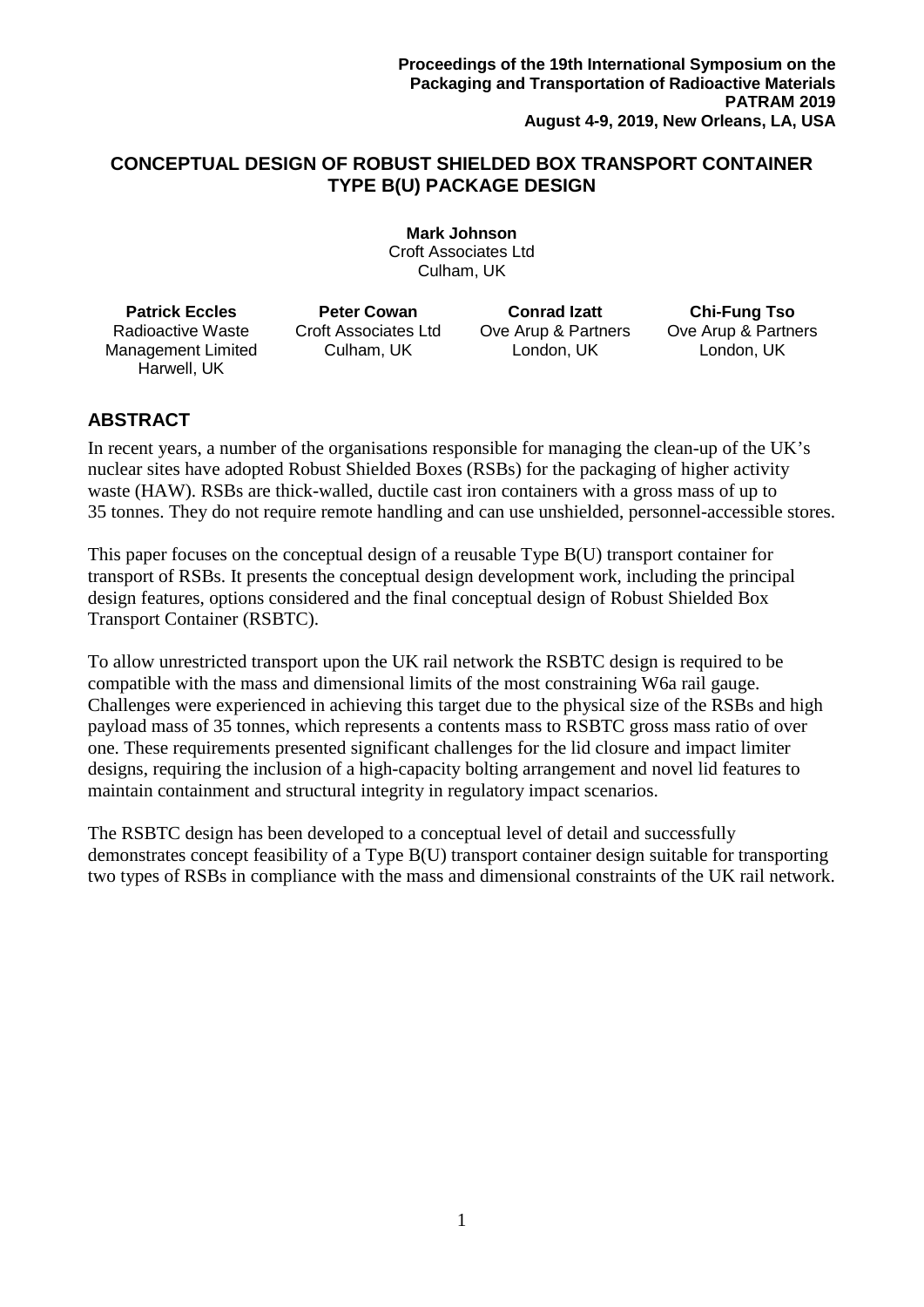**Proceedings of the 19th International Symposium on the Packaging and Transportation of Radioactive Materials**
**PATRAM 2019**
**August 4-9, 2019, New Orleans, LA, USA**

# CONCEPTUAL DESIGN OF ROBUST SHIELDED BOX TRANSPORT CONTAINER TYPE B(U) PACKAGE DESIGN

**Mark Johnson**
Croft Associates Ltd
Culham, UK

**Patrick Eccles**
Radioactive Waste Management Limited
Harwell, UK

**Peter Cowan**
Croft Associates Ltd
Culham, UK

**Conrad Izatt**
Ove Arup & Partners
London, UK

**Chi-Fung Tso**
Ove Arup & Partners
London, UK

## ABSTRACT

In recent years, a number of the organisations responsible for managing the clean-up of the UK's nuclear sites have adopted Robust Shielded Boxes (RSBs) for the packaging of higher activity waste (HAW). RSBs are thick-walled, ductile cast iron containers with a gross mass of up to 35 tonnes. They do not require remote handling and can use unshielded, personnel-accessible stores.

This paper focuses on the conceptual design of a reusable Type B(U) transport container for transport of RSBs. It presents the conceptual design development work, including the principal design features, options considered and the final conceptual design of Robust Shielded Box Transport Container (RSBTC).

To allow unrestricted transport upon the UK rail network the RSBTC design is required to be compatible with the mass and dimensional limits of the most constraining W6a rail gauge. Challenges were experienced in achieving this target due to the physical size of the RSBs and high payload mass of 35 tonnes, which represents a contents mass to RSBTC gross mass ratio of over one. These requirements presented significant challenges for the lid closure and impact limiter designs, requiring the inclusion of a high-capacity bolting arrangement and novel lid features to maintain containment and structural integrity in regulatory impact scenarios.

The RSBTC design has been developed to a conceptual level of detail and successfully demonstrates concept feasibility of a Type B(U) transport container design suitable for transporting two types of RSBs in compliance with the mass and dimensional constraints of the UK rail network.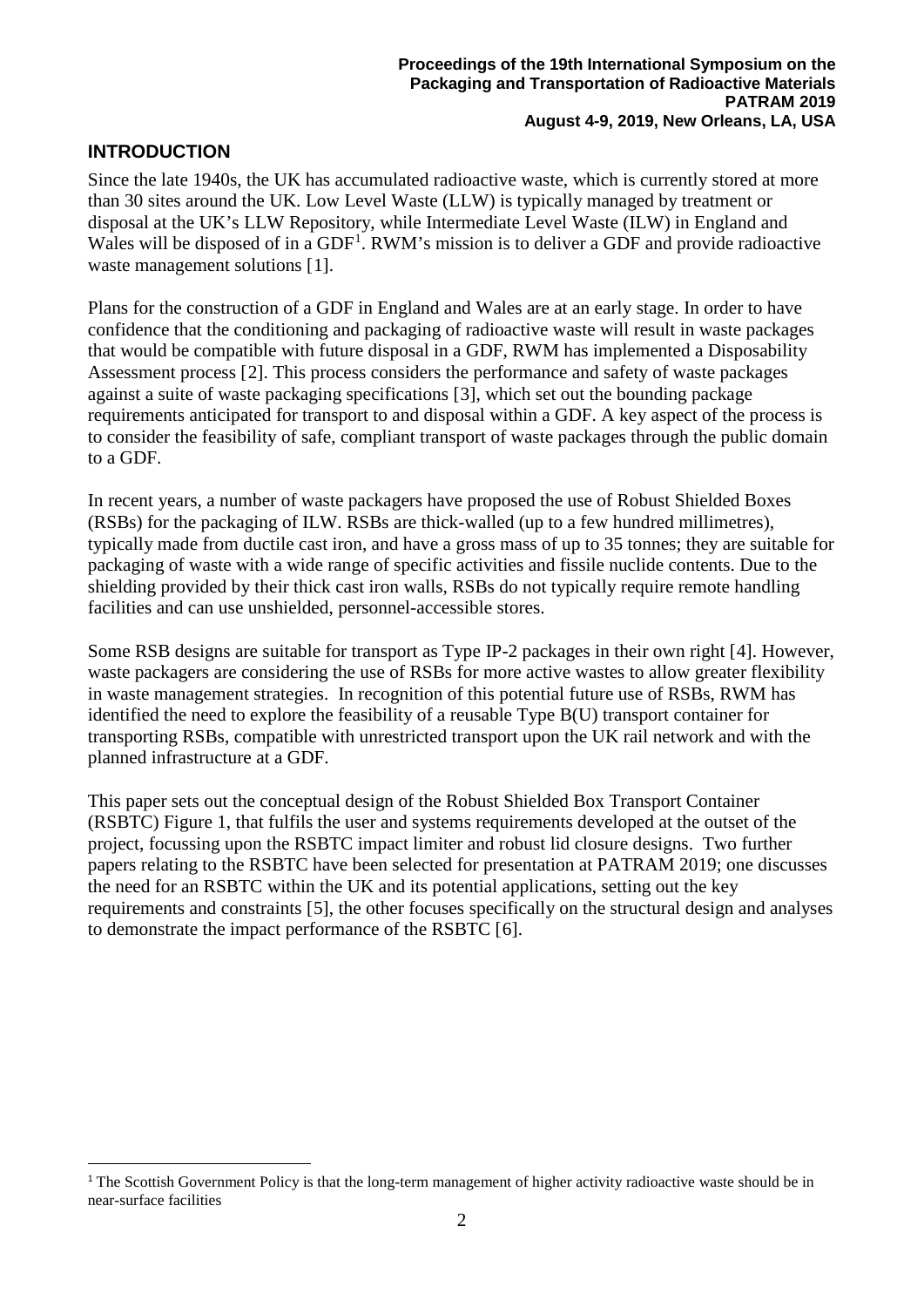## INTRODUCTION

Since the late 1940s, the UK has accumulated radioactive waste, which is currently stored at more than 30 sites around the UK. Low Level Waste (LLW) is typically managed by treatment or disposal at the UK's LLW Repository, while Intermediate Level Waste (ILW) in England and Wales will be disposed of in a GDF[1]. RWM's mission is to deliver a GDF and provide radioactive waste management solutions [1].

Plans for the construction of a GDF in England and Wales are at an early stage. In order to have confidence that the conditioning and packaging of radioactive waste will result in waste packages that would be compatible with future disposal in a GDF, RWM has implemented a Disposability Assessment process [2]. This process considers the performance and safety of waste packages against a suite of waste packaging specifications [3], which set out the bounding package requirements anticipated for transport to and disposal within a GDF. A key aspect of the process is to consider the feasibility of safe, compliant transport of waste packages through the public domain to a GDF.

In recent years, a number of waste packagers have proposed the use of Robust Shielded Boxes (RSBs) for the packaging of ILW. RSBs are thick-walled (up to a few hundred millimetres), typically made from ductile cast iron, and have a gross mass of up to 35 tonnes; they are suitable for packaging of waste with a wide range of specific activities and fissile nuclide contents. Due to the shielding provided by their thick cast iron walls, RSBs do not typically require remote handling facilities and can use unshielded, personnel-accessible stores.

Some RSB designs are suitable for transport as Type IP-2 packages in their own right [4]. However, waste packagers are considering the use of RSBs for more active wastes to allow greater flexibility in waste management strategies. In recognition of this potential future use of RSBs, RWM has identified the need to explore the feasibility of a reusable Type B(U) transport container for transporting RSBs, compatible with unrestricted transport upon the UK rail network and with the planned infrastructure at a GDF.

This paper sets out the conceptual design of the Robust Shielded Box Transport Container (RSBTC) Figure 1, that fulfils the user and systems requirements developed at the outset of the project, focussing upon the RSBTC impact limiter and robust lid closure designs. Two further papers relating to the RSBTC have been selected for presentation at PATRAM 2019; one discusses the need for an RSBTC within the UK and its potential applications, setting out the key requirements and constraints [5], the other focuses specifically on the structural design and analyses to demonstrate the impact performance of the RSBTC [6].

[1] The Scottish Government Policy is that the long-term management of higher activity radioactive waste should be in near-surface facilities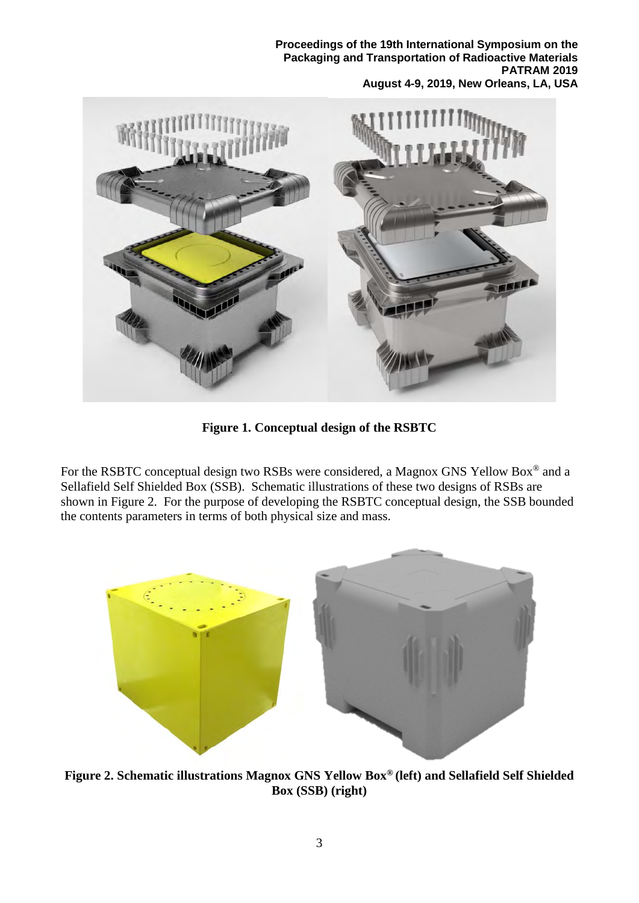**Figure 1. Conceptual design of the RSBTC**

For the RSBTC conceptual design two RSBs were considered, a Magnox GNS Yellow Box® and a Sellafield Self Shielded Box (SSB). Schematic illustrations of these two designs of RSBs are shown in Figure 2. For the purpose of developing the RSBTC conceptual design, the SSB bounded the contents parameters in terms of both physical size and mass.

**Figure 2. Schematic illustrations Magnox GNS Yellow Box® (left) and Sellafield Self Shielded Box (SSB) (right)**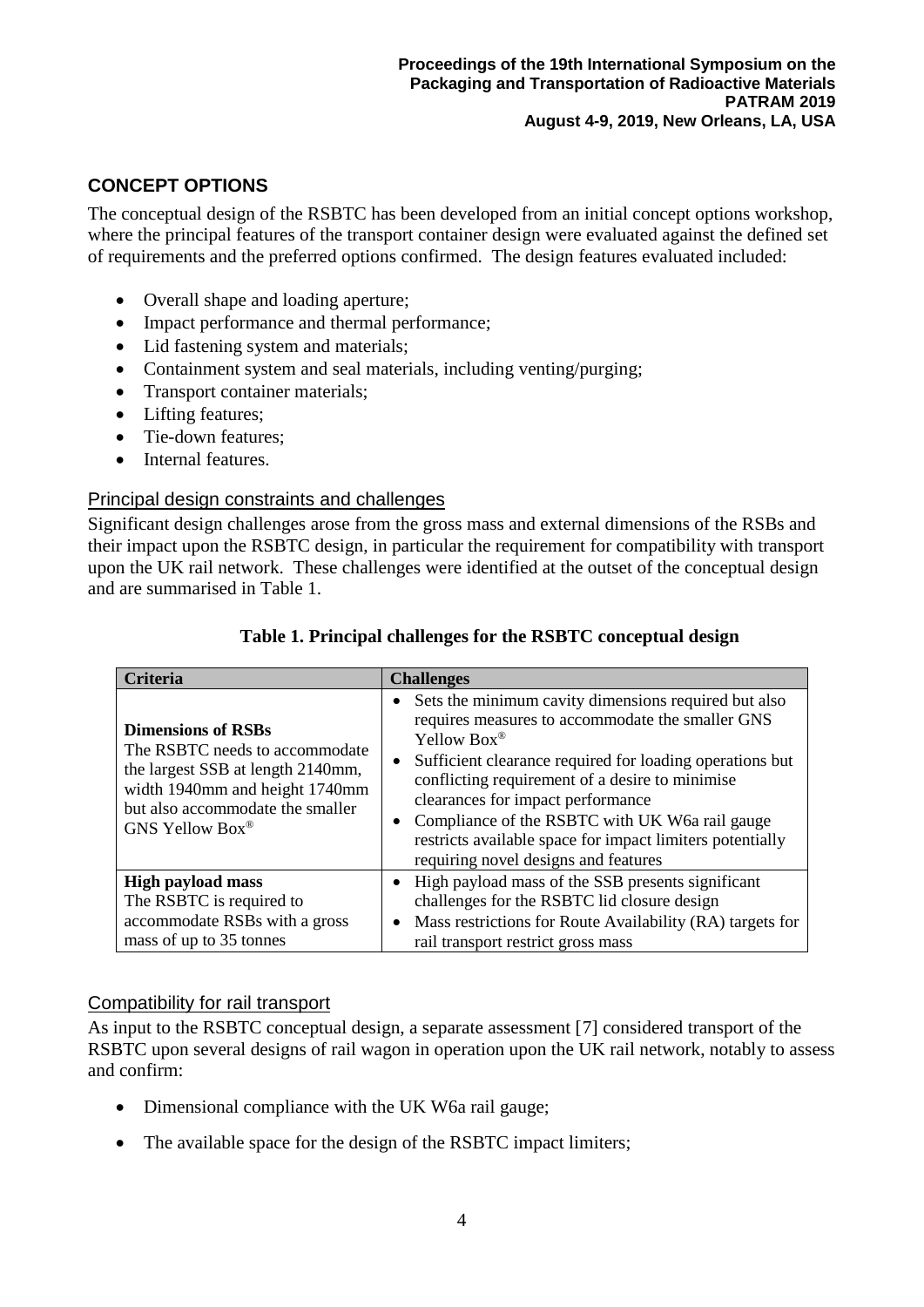## CONCEPT OPTIONS

The conceptual design of the RSBTC has been developed from an initial concept options workshop, where the principal features of the transport container design were evaluated against the defined set of requirements and the preferred options confirmed. The design features evaluated included:

- Overall shape and loading aperture;
- Impact performance and thermal performance;
- Lid fastening system and materials;
- Containment system and seal materials, including venting/purging;
- Transport container materials;
- Lifting features;
- Tie-down features;
- Internal features.

### Principal design constraints and challenges

Significant design challenges arose from the gross mass and external dimensions of the RSBs and their impact upon the RSBTC design, in particular the requirement for compatibility with transport upon the UK rail network. These challenges were identified at the outset of the conceptual design and are summarised in Table 1.

**Table 1. Principal challenges for the RSBTC conceptual design**

| Criteria | Challenges |
|---|---|
| **Dimensions of RSBs**<br>The RSBTC needs to accommodate the largest SSB at length 2140mm, width 1940mm and height 1740mm but also accommodate the smaller GNS Yellow Box® | • Sets the minimum cavity dimensions required but also requires measures to accommodate the smaller GNS Yellow Box®<br>• Sufficient clearance required for loading operations but conflicting requirement of a desire to minimise clearances for impact performance<br>• Compliance of the RSBTC with UK W6a rail gauge restricts available space for impact limiters potentially requiring novel designs and features |
| **High payload mass**<br>The RSBTC is required to accommodate RSBs with a gross mass of up to 35 tonnes | • High payload mass of the SSB presents significant challenges for the RSBTC lid closure design<br>• Mass restrictions for Route Availability (RA) targets for rail transport restrict gross mass |

### Compatibility for rail transport

As input to the RSBTC conceptual design, a separate assessment [7] considered transport of the RSBTC upon several designs of rail wagon in operation upon the UK rail network, notably to assess and confirm:

- Dimensional compliance with the UK W6a rail gauge;
- The available space for the design of the RSBTC impact limiters;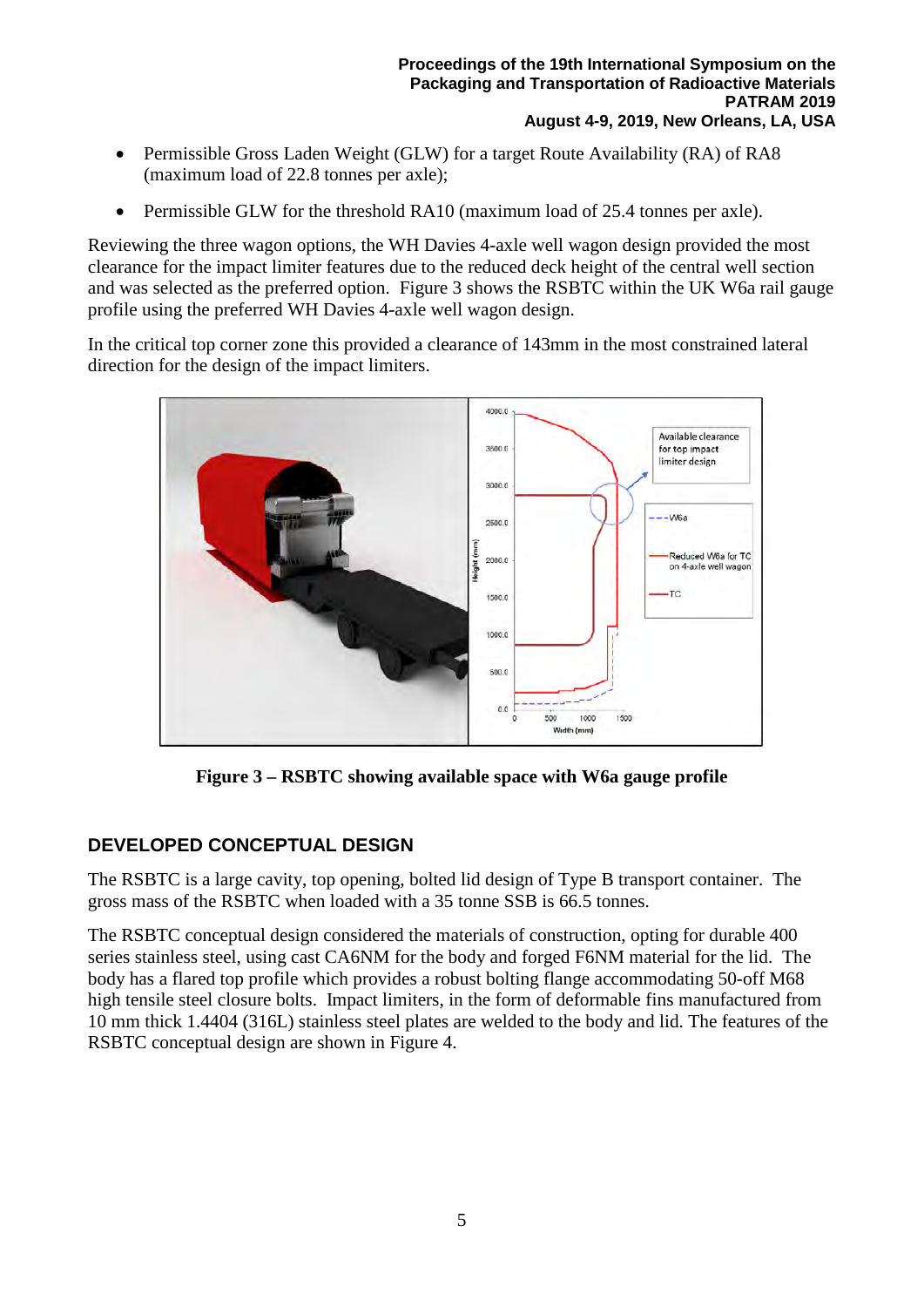- Permissible Gross Laden Weight (GLW) for a target Route Availability (RA) of RA8 (maximum load of 22.8 tonnes per axle);
- Permissible GLW for the threshold RA10 (maximum load of 25.4 tonnes per axle).

Reviewing the three wagon options, the WH Davies 4-axle well wagon design provided the most clearance for the impact limiter features due to the reduced deck height of the central well section and was selected as the preferred option. Figure 3 shows the RSBTC within the UK W6a rail gauge profile using the preferred WH Davies 4-axle well wagon design.

In the critical top corner zone this provided a clearance of 143mm in the most constrained lateral direction for the design of the impact limiters.

**Figure 3 – RSBTC showing available space with W6a gauge profile**

## DEVELOPED CONCEPTUAL DESIGN

The RSBTC is a large cavity, top opening, bolted lid design of Type B transport container. The gross mass of the RSBTC when loaded with a 35 tonne SSB is 66.5 tonnes.

The RSBTC conceptual design considered the materials of construction, opting for durable 400 series stainless steel, using cast CA6NM for the body and forged F6NM material for the lid. The body has a flared top profile which provides a robust bolting flange accommodating 50-off M68 high tensile steel closure bolts. Impact limiters, in the form of deformable fins manufactured from 10 mm thick 1.4404 (316L) stainless steel plates are welded to the body and lid. The features of the RSBTC conceptual design are shown in Figure 4.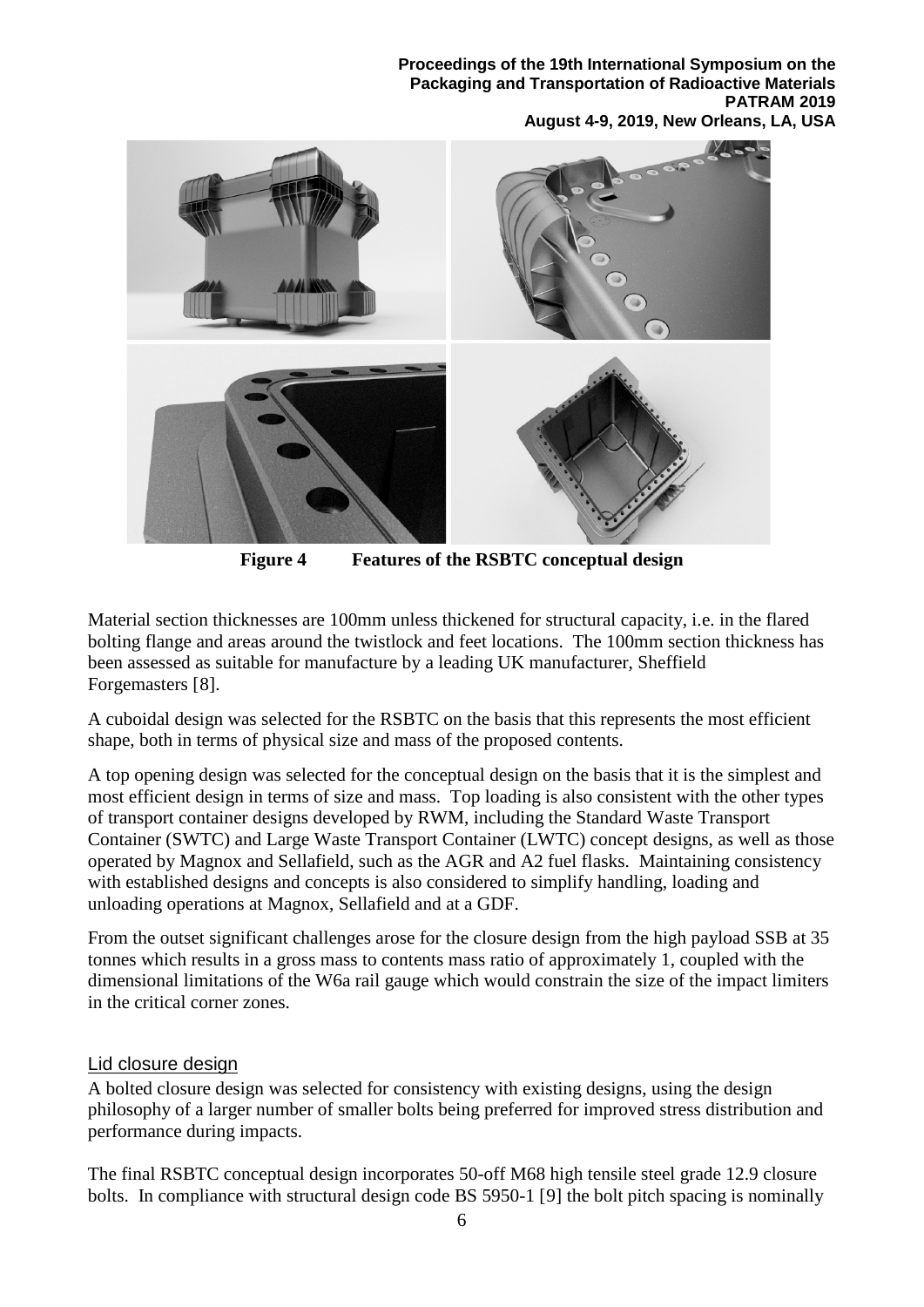**Figure 4 Features of the RSBTC conceptual design**

Material section thicknesses are 100mm unless thickened for structural capacity, i.e. in the flared bolting flange and areas around the twistlock and feet locations. The 100mm section thickness has been assessed as suitable for manufacture by a leading UK manufacturer, Sheffield Forgemasters [8].

A cuboidal design was selected for the RSBTC on the basis that this represents the most efficient shape, both in terms of physical size and mass of the proposed contents.

A top opening design was selected for the conceptual design on the basis that it is the simplest and most efficient design in terms of size and mass. Top loading is also consistent with the other types of transport container designs developed by RWM, including the Standard Waste Transport Container (SWTC) and Large Waste Transport Container (LWTC) concept designs, as well as those operated by Magnox and Sellafield, such as the AGR and A2 fuel flasks. Maintaining consistency with established designs and concepts is also considered to simplify handling, loading and unloading operations at Magnox, Sellafield and at a GDF.

From the outset significant challenges arose for the closure design from the high payload SSB at 35 tonnes which results in a gross mass to contents mass ratio of approximately 1, coupled with the dimensional limitations of the W6a rail gauge which would constrain the size of the impact limiters in the critical corner zones.

## Lid closure design

A bolted closure design was selected for consistency with existing designs, using the design philosophy of a larger number of smaller bolts being preferred for improved stress distribution and performance during impacts.

The final RSBTC conceptual design incorporates 50-off M68 high tensile steel grade 12.9 closure bolts. In compliance with structural design code BS 5950-1 [9] the bolt pitch spacing is nominally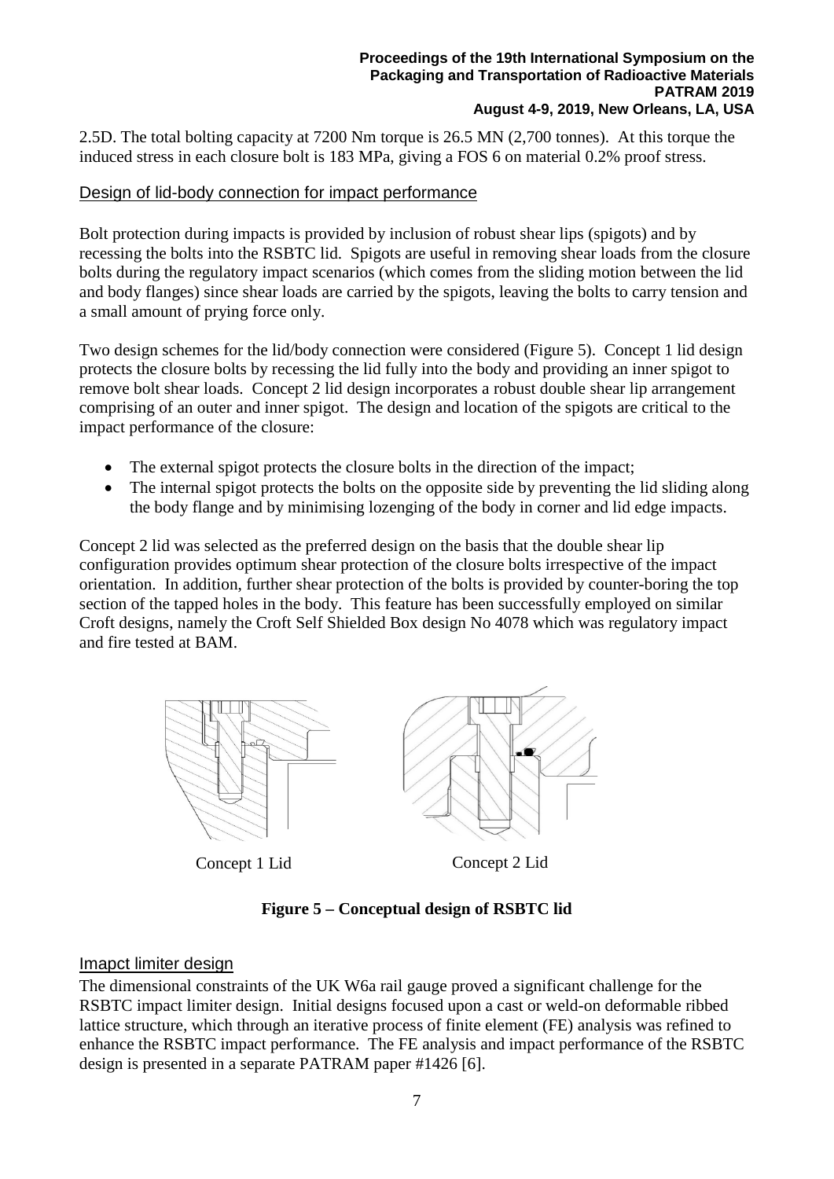2.5D. The total bolting capacity at 7200 Nm torque is 26.5 MN (2,700 tonnes). At this torque the induced stress in each closure bolt is 183 MPa, giving a FOS 6 on material 0.2% proof stress.

## Design of lid-body connection for impact performance

Bolt protection during impacts is provided by inclusion of robust shear lips (spigots) and by recessing the bolts into the RSBTC lid. Spigots are useful in removing shear loads from the closure bolts during the regulatory impact scenarios (which comes from the sliding motion between the lid and body flanges) since shear loads are carried by the spigots, leaving the bolts to carry tension and a small amount of prying force only.

Two design schemes for the lid/body connection were considered (Figure 5). Concept 1 lid design protects the closure bolts by recessing the lid fully into the body and providing an inner spigot to remove bolt shear loads. Concept 2 lid design incorporates a robust double shear lip arrangement comprising of an outer and inner spigot. The design and location of the spigots are critical to the impact performance of the closure:

- The external spigot protects the closure bolts in the direction of the impact;
- The internal spigot protects the bolts on the opposite side by preventing the lid sliding along the body flange and by minimising lozenging of the body in corner and lid edge impacts.

Concept 2 lid was selected as the preferred design on the basis that the double shear lip configuration provides optimum shear protection of the closure bolts irrespective of the impact orientation. In addition, further shear protection of the bolts is provided by counter-boring the top section of the tapped holes in the body. This feature has been successfully employed on similar Croft designs, namely the Croft Self Shielded Box design No 4078 which was regulatory impact and fire tested at BAM.

Concept 1 Lid　　　　Concept 2 Lid

**Figure 5 – Conceptual design of RSBTC lid**

## Imapct limiter design

The dimensional constraints of the UK W6a rail gauge proved a significant challenge for the RSBTC impact limiter design. Initial designs focused upon a cast or weld-on deformable ribbed lattice structure, which through an iterative process of finite element (FE) analysis was refined to enhance the RSBTC impact performance. The FE analysis and impact performance of the RSBTC design is presented in a separate PATRAM paper #1426 [6].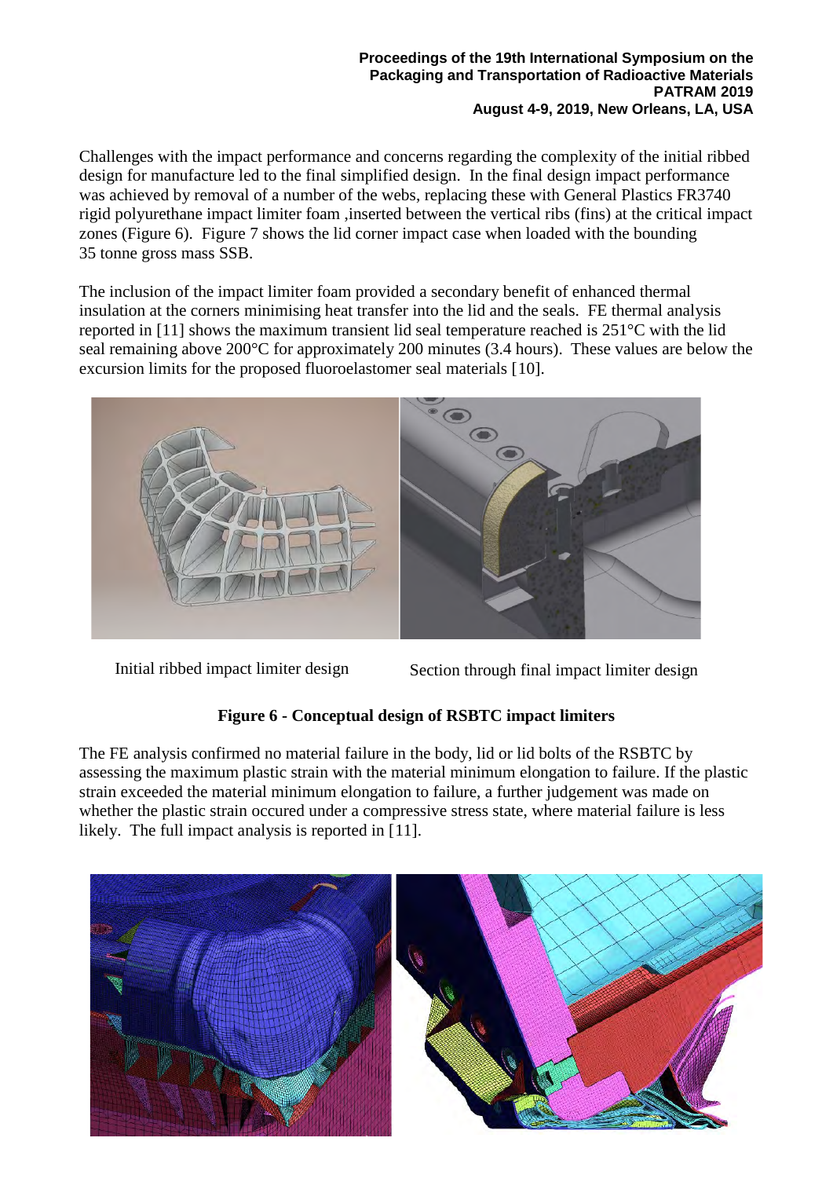Challenges with the impact performance and concerns regarding the complexity of the initial ribbed design for manufacture led to the final simplified design. In the final design impact performance was achieved by removal of a number of the webs, replacing these with General Plastics FR3740 rigid polyurethane impact limiter foam ,inserted between the vertical ribs (fins) at the critical impact zones (Figure 6). Figure 7 shows the lid corner impact case when loaded with the bounding 35 tonne gross mass SSB.

The inclusion of the impact limiter foam provided a secondary benefit of enhanced thermal insulation at the corners minimising heat transfer into the lid and the seals. FE thermal analysis reported in [11] shows the maximum transient lid seal temperature reached is 251°C with the lid seal remaining above 200°C for approximately 200 minutes (3.4 hours). These values are below the excursion limits for the proposed fluoroelastomer seal materials [10].

Initial ribbed impact limiter design

Section through final impact limiter design

**Figure 6 - Conceptual design of RSBTC impact limiters**

The FE analysis confirmed no material failure in the body, lid or lid bolts of the RSBTC by assessing the maximum plastic strain with the material minimum elongation to failure. If the plastic strain exceeded the material minimum elongation to failure, a further judgement was made on whether the plastic strain occured under a compressive stress state, where material failure is less likely. The full impact analysis is reported in [11].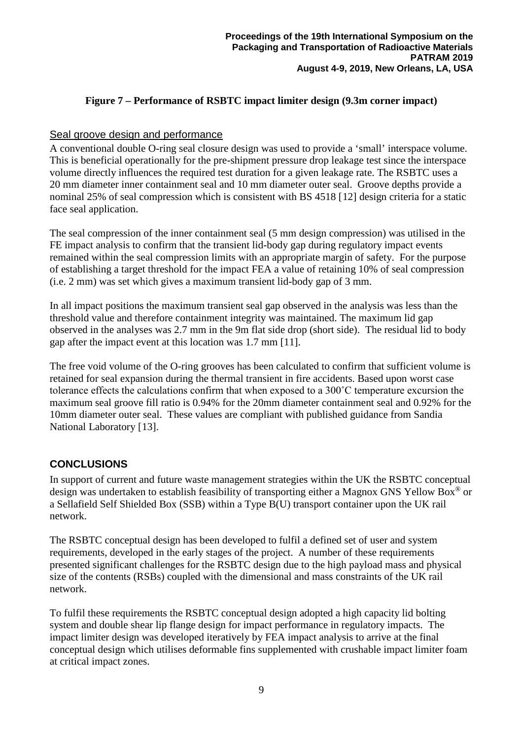**Figure 7 – Performance of RSBTC impact limiter design (9.3m corner impact)**

### Seal groove design and performance

A conventional double O-ring seal closure design was used to provide a 'small' interspace volume. This is beneficial operationally for the pre-shipment pressure drop leakage test since the interspace volume directly influences the required test duration for a given leakage rate. The RSBTC uses a 20 mm diameter inner containment seal and 10 mm diameter outer seal. Groove depths provide a nominal 25% of seal compression which is consistent with BS 4518 [12] design criteria for a static face seal application.

The seal compression of the inner containment seal (5 mm design compression) was utilised in the FE impact analysis to confirm that the transient lid-body gap during regulatory impact events remained within the seal compression limits with an appropriate margin of safety. For the purpose of establishing a target threshold for the impact FEA a value of retaining 10% of seal compression (i.e. 2 mm) was set which gives a maximum transient lid-body gap of 3 mm.

In all impact positions the maximum transient seal gap observed in the analysis was less than the threshold value and therefore containment integrity was maintained. The maximum lid gap observed in the analyses was 2.7 mm in the 9m flat side drop (short side). The residual lid to body gap after the impact event at this location was 1.7 mm [11].

The free void volume of the O-ring grooves has been calculated to confirm that sufficient volume is retained for seal expansion during the thermal transient in fire accidents. Based upon worst case tolerance effects the calculations confirm that when exposed to a 300˚C temperature excursion the maximum seal groove fill ratio is 0.94% for the 20mm diameter containment seal and 0.92% for the 10mm diameter outer seal. These values are compliant with published guidance from Sandia National Laboratory [13].

## CONCLUSIONS

In support of current and future waste management strategies within the UK the RSBTC conceptual design was undertaken to establish feasibility of transporting either a Magnox GNS Yellow Box® or a Sellafield Self Shielded Box (SSB) within a Type B(U) transport container upon the UK rail network.

The RSBTC conceptual design has been developed to fulfil a defined set of user and system requirements, developed in the early stages of the project. A number of these requirements presented significant challenges for the RSBTC design due to the high payload mass and physical size of the contents (RSBs) coupled with the dimensional and mass constraints of the UK rail network.

To fulfil these requirements the RSBTC conceptual design adopted a high capacity lid bolting system and double shear lip flange design for impact performance in regulatory impacts. The impact limiter design was developed iteratively by FEA impact analysis to arrive at the final conceptual design which utilises deformable fins supplemented with crushable impact limiter foam at critical impact zones.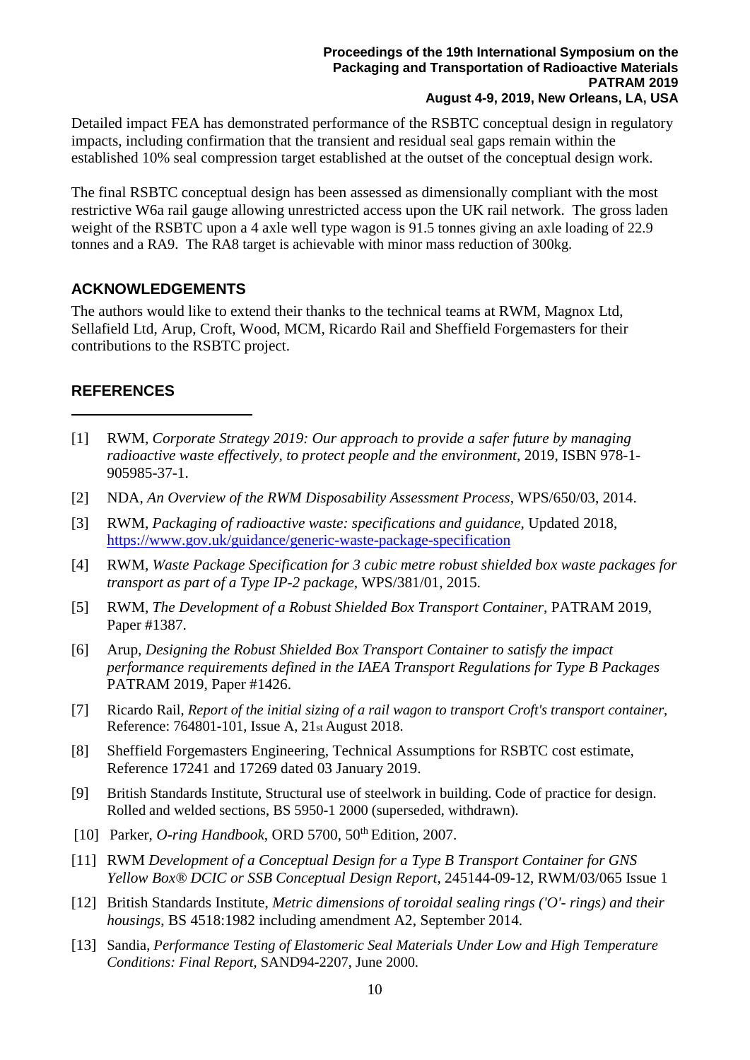Detailed impact FEA has demonstrated performance of the RSBTC conceptual design in regulatory impacts, including confirmation that the transient and residual seal gaps remain within the established 10% seal compression target established at the outset of the conceptual design work.

The final RSBTC conceptual design has been assessed as dimensionally compliant with the most restrictive W6a rail gauge allowing unrestricted access upon the UK rail network. The gross laden weight of the RSBTC upon a 4 axle well type wagon is 91.5 tonnes giving an axle loading of 22.9 tonnes and a RA9. The RA8 target is achievable with minor mass reduction of 300kg.

## ACKNOWLEDGEMENTS

The authors would like to extend their thanks to the technical teams at RWM, Magnox Ltd, Sellafield Ltd, Arup, Croft, Wood, MCM, Ricardo Rail and Sheffield Forgemasters for their contributions to the RSBTC project.

## REFERENCES

[1] RWM, *Corporate Strategy 2019: Our approach to provide a safer future by managing radioactive waste effectively, to protect people and the environment*, 2019, ISBN 978-1-905985-37-1.

[2] NDA, *An Overview of the RWM Disposability Assessment Process*, WPS/650/03, 2014.

[3] RWM, *Packaging of radioactive waste: specifications and guidance*, Updated 2018, https://www.gov.uk/guidance/generic-waste-package-specification

[4] RWM, *Waste Package Specification for 3 cubic metre robust shielded box waste packages for transport as part of a Type IP-2 package*, WPS/381/01, 2015.

[5] RWM, *The Development of a Robust Shielded Box Transport Container*, PATRAM 2019, Paper #1387.

[6] Arup, *Designing the Robust Shielded Box Transport Container to satisfy the impact performance requirements defined in the IAEA Transport Regulations for Type B Packages* PATRAM 2019, Paper #1426.

[7] Ricardo Rail, *Report of the initial sizing of a rail wagon to transport Croft's transport container*, Reference: 764801-101, Issue A, 21st August 2018.

[8] Sheffield Forgemasters Engineering, Technical Assumptions for RSBTC cost estimate, Reference 17241 and 17269 dated 03 January 2019.

[9] British Standards Institute, Structural use of steelwork in building. Code of practice for design. Rolled and welded sections, BS 5950-1 2000 (superseded, withdrawn).

[10] Parker, *O-ring Handbook*, ORD 5700, 50th Edition, 2007.

[11] RWM *Development of a Conceptual Design for a Type B Transport Container for GNS Yellow Box® DCIC or SSB Conceptual Design Report*, 245144-09-12, RWM/03/065 Issue 1

[12] British Standards Institute, *Metric dimensions of toroidal sealing rings ('O'- rings) and their housings*, BS 4518:1982 including amendment A2, September 2014.

[13] Sandia, *Performance Testing of Elastomeric Seal Materials Under Low and High Temperature Conditions: Final Report*, SAND94-2207, June 2000.